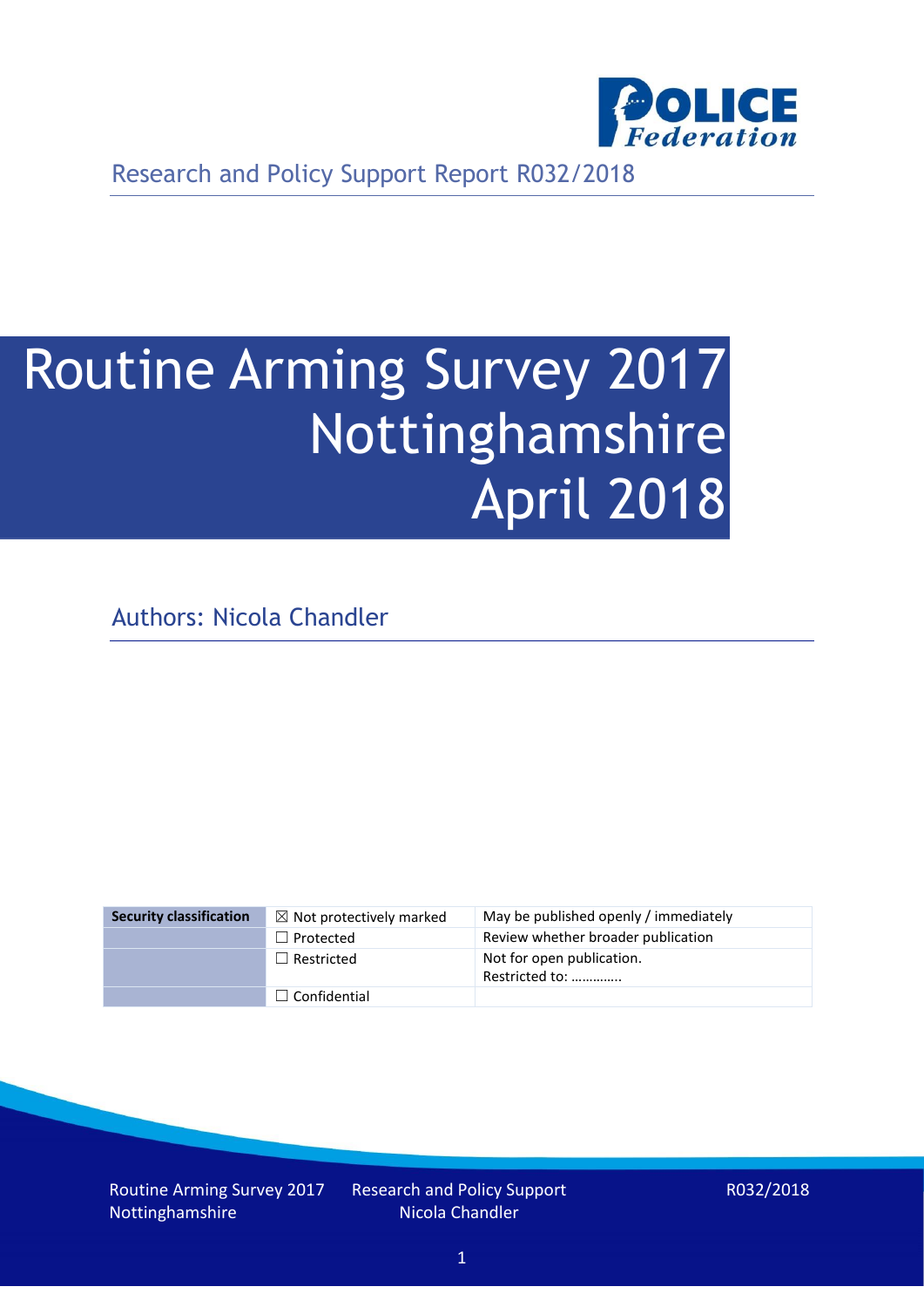Research and Policy Support Report R032/2018

# Routine Arming Survey 2017 Nottinghamshire April 2018

Authors: Nicola Chandler

| Security classification | ☒ Not protectively marked | May be published openly / immediately |
|---|---|---|
| | ☐ Protected | Review whether broader publication |
| | ☐ Restricted | Not for open publication. Restricted to: ………….. |
| | ☐ Confidential | |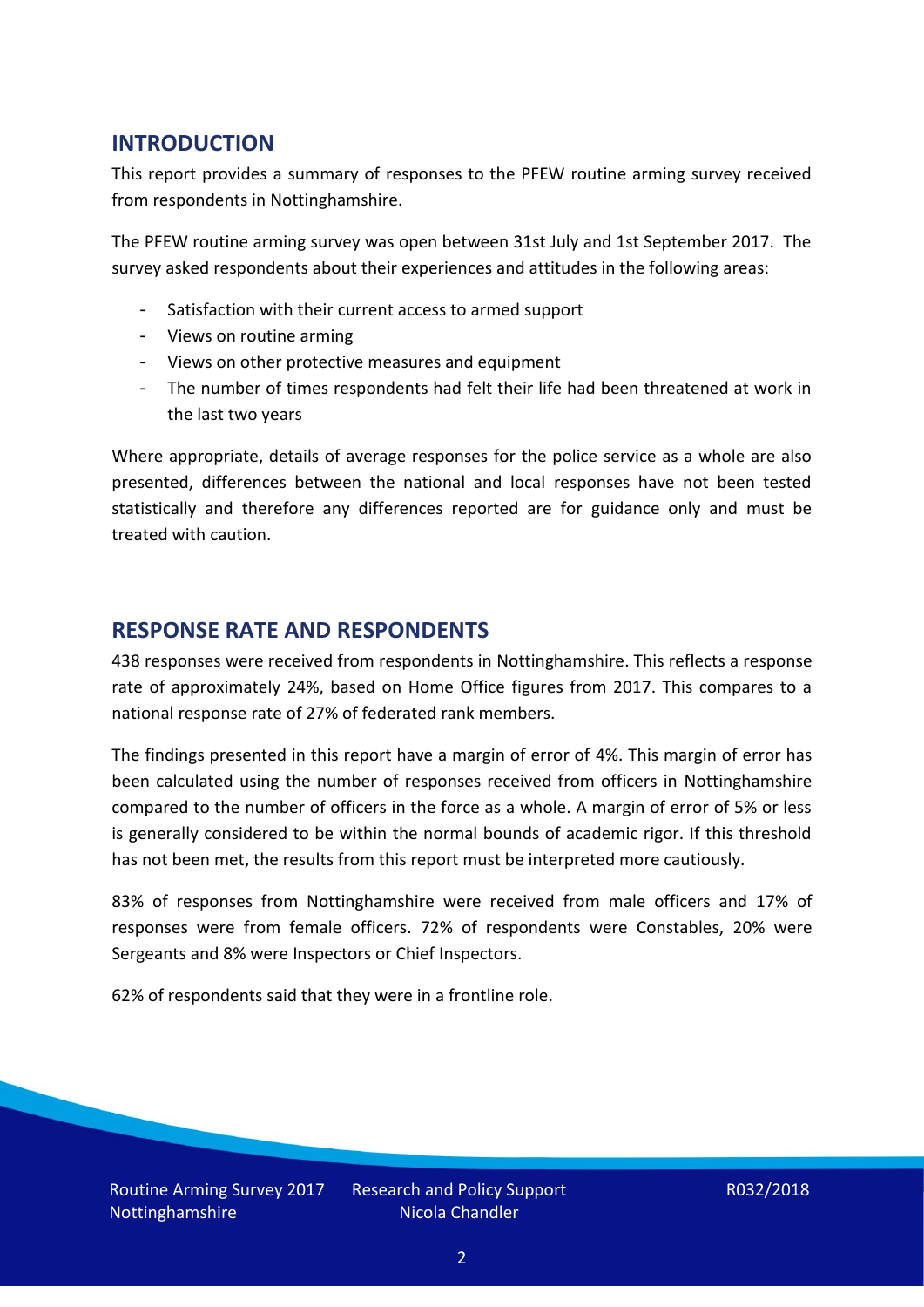## INTRODUCTION

This report provides a summary of responses to the PFEW routine arming survey received from respondents in Nottinghamshire.

The PFEW routine arming survey was open between 31st July and 1st September 2017. The survey asked respondents about their experiences and attitudes in the following areas:

- Satisfaction with their current access to armed support
- Views on routine arming
- Views on other protective measures and equipment
- The number of times respondents had felt their life had been threatened at work in the last two years

Where appropriate, details of average responses for the police service as a whole are also presented, differences between the national and local responses have not been tested statistically and therefore any differences reported are for guidance only and must be treated with caution.

## RESPONSE RATE AND RESPONDENTS

438 responses were received from respondents in Nottinghamshire. This reflects a response rate of approximately 24%, based on Home Office figures from 2017. This compares to a national response rate of 27% of federated rank members.

The findings presented in this report have a margin of error of 4%. This margin of error has been calculated using the number of responses received from officers in Nottinghamshire compared to the number of officers in the force as a whole. A margin of error of 5% or less is generally considered to be within the normal bounds of academic rigor. If this threshold has not been met, the results from this report must be interpreted more cautiously.

83% of responses from Nottinghamshire were received from male officers and 17% of responses were from female officers. 72% of respondents were Constables, 20% were Sergeants and 8% were Inspectors or Chief Inspectors.

62% of respondents said that they were in a frontline role.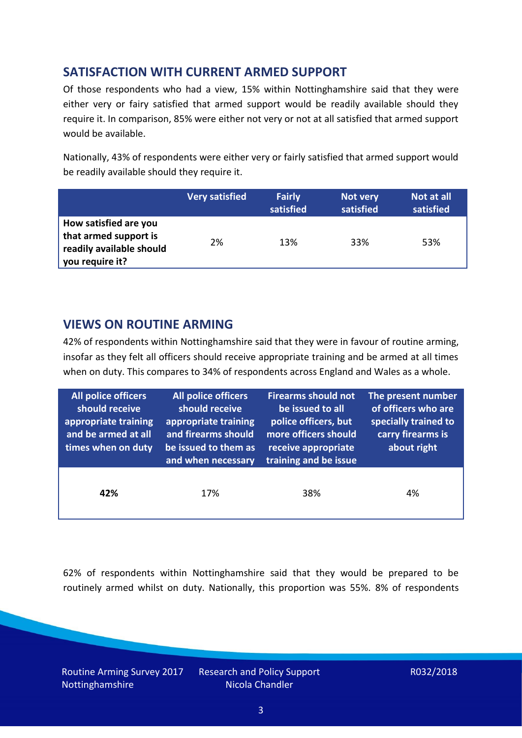## SATISFACTION WITH CURRENT ARMED SUPPORT

Of those respondents who had a view, 15% within Nottinghamshire said that they were either very or fairy satisfied that armed support would be readily available should they require it. In comparison, 85% were either not very or not at all satisfied that armed support would be available.

Nationally, 43% of respondents were either very or fairly satisfied that armed support would be readily available should they require it.

| | Very satisfied | Fairly satisfied | Not very satisfied | Not at all satisfied |
|---|---|---|---|---|
| **How satisfied are you that armed support is readily available should you require it?** | 2% | 13% | 33% | 53% |

## VIEWS ON ROUTINE ARMING

42% of respondents within Nottinghamshire said that they were in favour of routine arming, insofar as they felt all officers should receive appropriate training and be armed at all times when on duty. This compares to 34% of respondents across England and Wales as a whole.

| All police officers should receive appropriate training and be armed at all times when on duty | All police officers should receive appropriate training and firearms should be issued to them as and when necessary | Firearms should not be issued to all police officers, but more officers should receive appropriate training and be issue | The present number of officers who are specially trained to carry firearms is about right |
|---|---|---|---|
| **42%** | 17% | 38% | 4% |

62% of respondents within Nottinghamshire said that they would be prepared to be routinely armed whilst on duty. Nationally, this proportion was 55%. 8% of respondents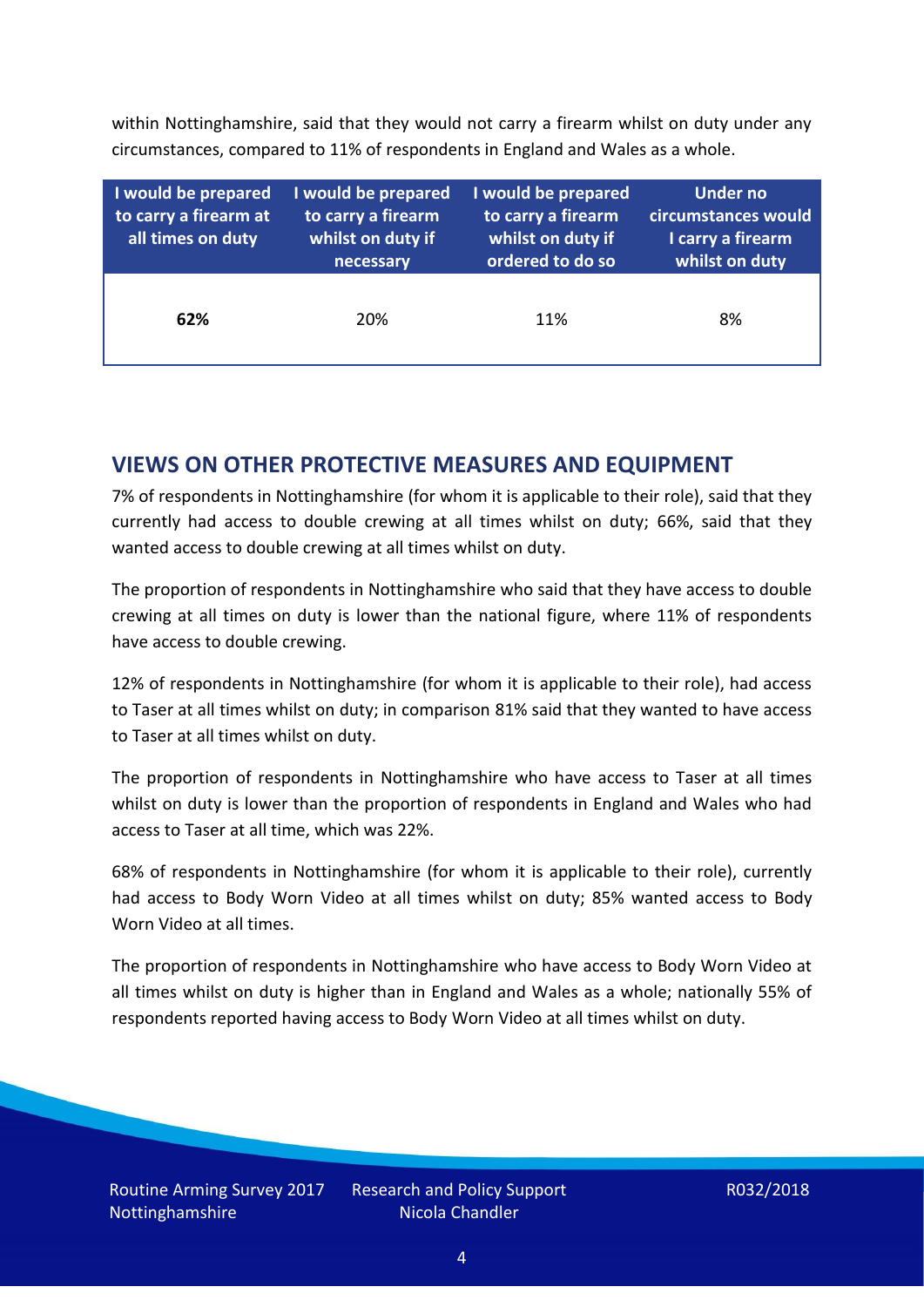within Nottinghamshire, said that they would not carry a firearm whilst on duty under any circumstances, compared to 11% of respondents in England and Wales as a whole.

| I would be prepared to carry a firearm at all times on duty | I would be prepared to carry a firearm whilst on duty if necessary | I would be prepared to carry a firearm whilst on duty if ordered to do so | Under no circumstances would I carry a firearm whilst on duty |
|---|---|---|---|
| **62%** | 20% | 11% | 8% |

## VIEWS ON OTHER PROTECTIVE MEASURES AND EQUIPMENT

7% of respondents in Nottinghamshire (for whom it is applicable to their role), said that they currently had access to double crewing at all times whilst on duty; 66%, said that they wanted access to double crewing at all times whilst on duty.

The proportion of respondents in Nottinghamshire who said that they have access to double crewing at all times on duty is lower than the national figure, where 11% of respondents have access to double crewing.

12% of respondents in Nottinghamshire (for whom it is applicable to their role), had access to Taser at all times whilst on duty; in comparison 81% said that they wanted to have access to Taser at all times whilst on duty.

The proportion of respondents in Nottinghamshire who have access to Taser at all times whilst on duty is lower than the proportion of respondents in England and Wales who had access to Taser at all time, which was 22%.

68% of respondents in Nottinghamshire (for whom it is applicable to their role), currently had access to Body Worn Video at all times whilst on duty; 85% wanted access to Body Worn Video at all times.

The proportion of respondents in Nottinghamshire who have access to Body Worn Video at all times whilst on duty is higher than in England and Wales as a whole; nationally 55% of respondents reported having access to Body Worn Video at all times whilst on duty.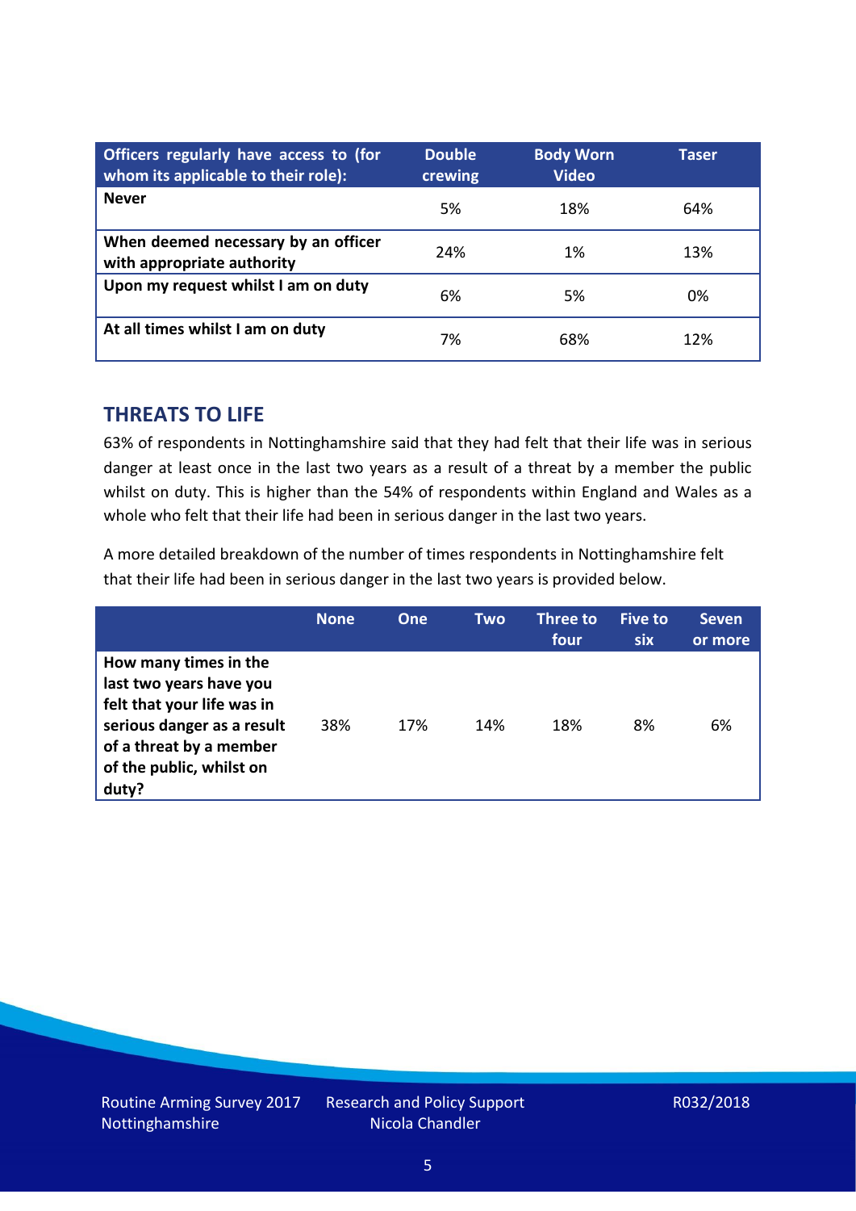| Officers regularly have access to (for whom its applicable to their role): | Double crewing | Body Worn Video | Taser |
|---|---|---|---|
| **Never** | 5% | 18% | 64% |
| **When deemed necessary by an officer with appropriate authority** | 24% | 1% | 13% |
| **Upon my request whilst I am on duty** | 6% | 5% | 0% |
| **At all times whilst I am on duty** | 7% | 68% | 12% |

## THREATS TO LIFE

63% of respondents in Nottinghamshire said that they had felt that their life was in serious danger at least once in the last two years as a result of a threat by a member the public whilst on duty. This is higher than the 54% of respondents within England and Wales as a whole who felt that their life had been in serious danger in the last two years.

A more detailed breakdown of the number of times respondents in Nottinghamshire felt that their life had been in serious danger in the last two years is provided below.

| | None | One | Two | Three to four | Five to six | Seven or more |
|---|---|---|---|---|---|---|
| **How many times in the last two years have you felt that your life was in serious danger as a result of a threat by a member of the public, whilst on duty?** | 38% | 17% | 14% | 18% | 8% | 6% |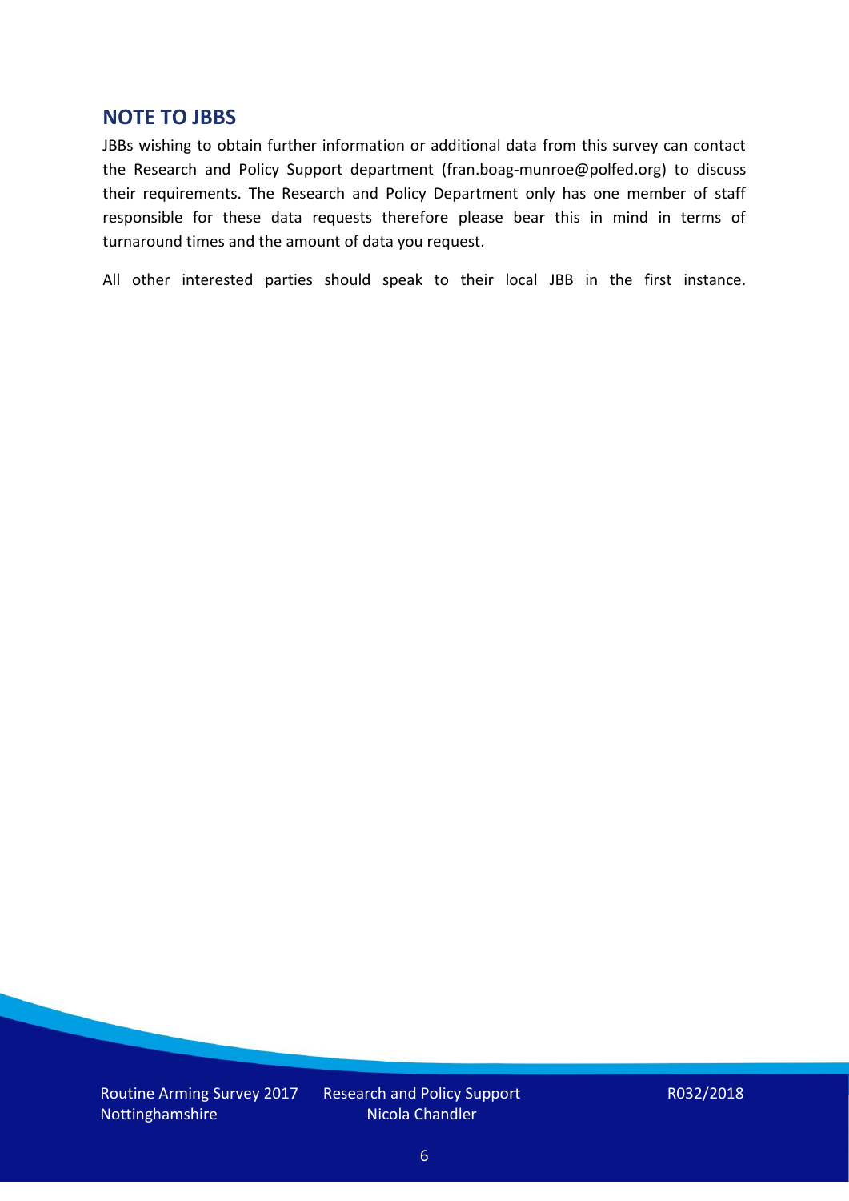## NOTE TO JBBS

JBBs wishing to obtain further information or additional data from this survey can contact the Research and Policy Support department (fran.boag-munroe@polfed.org) to discuss their requirements. The Research and Policy Department only has one member of staff responsible for these data requests therefore please bear this in mind in terms of turnaround times and the amount of data you request.

All other interested parties should speak to their local JBB in the first instance.